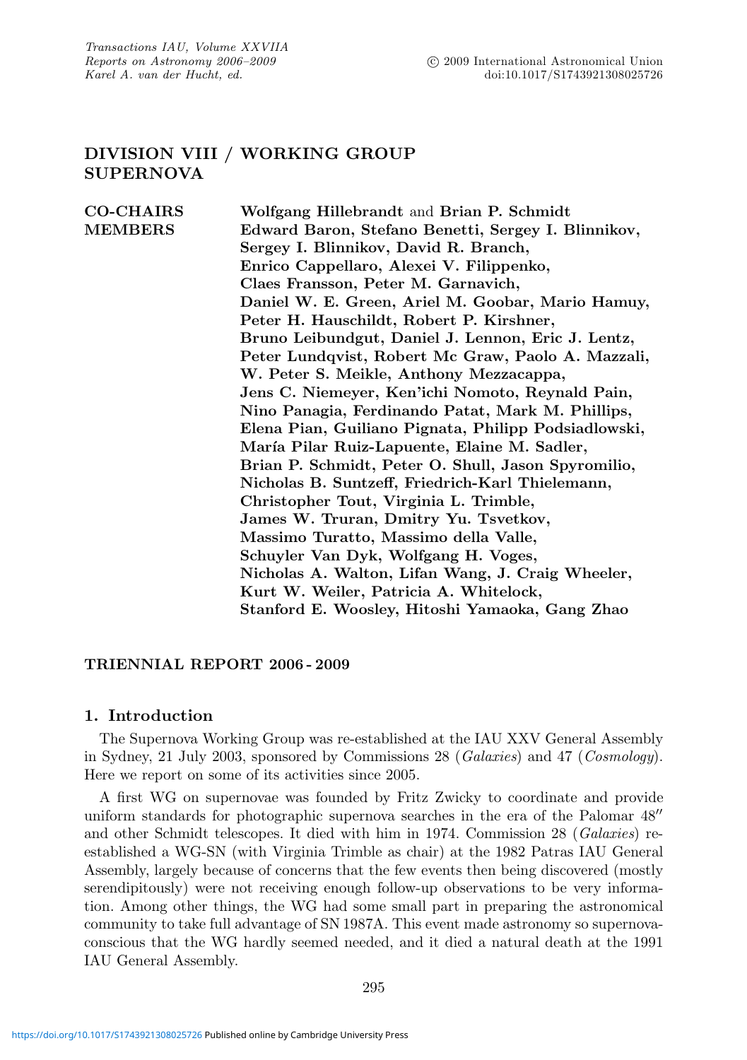# DIVISION VIII / WORKING GROUP SUPERNOVA

**CO-CHAIRS** **Wolfgang Hillebrandt** and **Brian P. Schmidt**

**MEMBERS** **Edward Baron, Stefano Benetti, Sergey I. Blinnikov, Sergey I. Blinnikov, David R. Branch, Enrico Cappellaro, Alexei V. Filippenko, Claes Fransson, Peter M. Garnavich, Daniel W. E. Green, Ariel M. Goobar, Mario Hamuy, Peter H. Hauschildt, Robert P. Kirshner, Bruno Leibundgut, Daniel J. Lennon, Eric J. Lentz, Peter Lundqvist, Robert Mc Graw, Paolo A. Mazzali, W. Peter S. Meikle, Anthony Mezzacappa, Jens C. Niemeyer, Ken'ichi Nomoto, Reynald Pain, Nino Panagia, Ferdinando Patat, Mark M. Phillips, Elena Pian, Guiliano Pignata, Philipp Podsiadlowski, María Pilar Ruiz-Lapuente, Elaine M. Sadler, Brian P. Schmidt, Peter O. Shull, Jason Spyromilio, Nicholas B. Suntzeff, Friedrich-Karl Thielemann, Christopher Tout, Virginia L. Trimble, James W. Truran, Dmitry Yu. Tsvetkov, Massimo Turatto, Massimo della Valle, Schuyler Van Dyk, Wolfgang H. Voges, Nicholas A. Walton, Lifan Wang, J. Craig Wheeler, Kurt W. Weiler, Patricia A. Whitelock, Stanford E. Woosley, Hitoshi Yamaoka, Gang Zhao**

## TRIENNIAL REPORT 2006 - 2009

## 1. Introduction

The Supernova Working Group was re-established at the IAU XXV General Assembly in Sydney, 21 July 2003, sponsored by Commissions 28 (*Galaxies*) and 47 (*Cosmology*). Here we report on some of its activities since 2005.

A first WG on supernovae was founded by Fritz Zwicky to coordinate and provide uniform standards for photographic supernova searches in the era of the Palomar 48″ and other Schmidt telescopes. It died with him in 1974. Commission 28 (*Galaxies*) re-established a WG-SN (with Virginia Trimble as chair) at the 1982 Patras IAU General Assembly, largely because of concerns that the few events then being discovered (mostly serendipitously) were not receiving enough follow-up observations to be very information. Among other things, the WG had some small part in preparing the astronomical community to take full advantage of SN 1987A. This event made astronomy so supernova-conscious that the WG hardly seemed needed, and it died a natural death at the 1991 IAU General Assembly.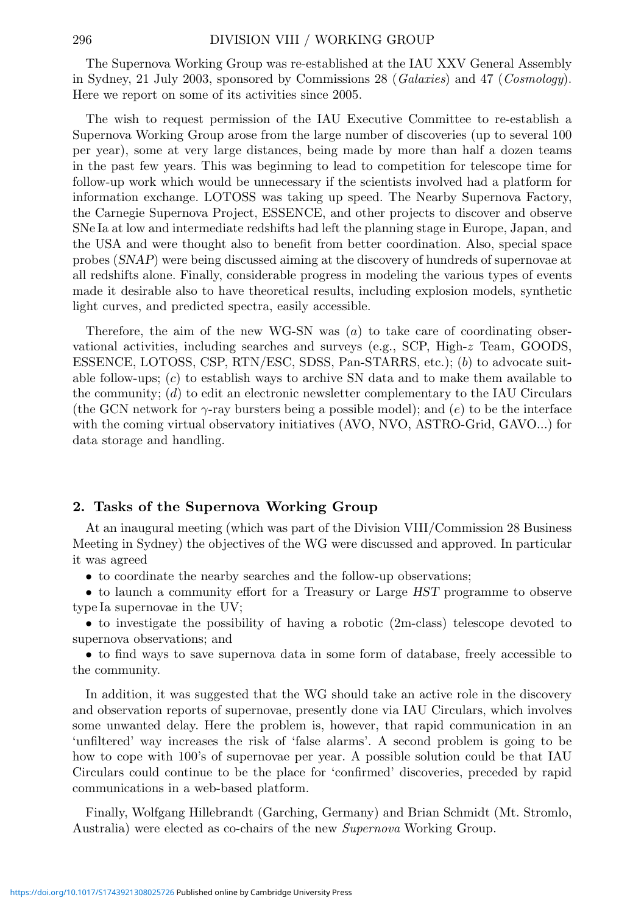The Supernova Working Group was re-established at the IAU XXV General Assembly in Sydney, 21 July 2003, sponsored by Commissions 28 (*Galaxies*) and 47 (*Cosmology*). Here we report on some of its activities since 2005.

The wish to request permission of the IAU Executive Committee to re-establish a Supernova Working Group arose from the large number of discoveries (up to several 100 per year), some at very large distances, being made by more than half a dozen teams in the past few years. This was beginning to lead to competition for telescope time for follow-up work which would be unnecessary if the scientists involved had a platform for information exchange. LOTOSS was taking up speed. The Nearby Supernova Factory, the Carnegie Supernova Project, ESSENCE, and other projects to discover and observe SNe Ia at low and intermediate redshifts had left the planning stage in Europe, Japan, and the USA and were thought also to benefit from better coordination. Also, special space probes (*SNAP*) were being discussed aiming at the discovery of hundreds of supernovae at all redshifts alone. Finally, considerable progress in modeling the various types of events made it desirable also to have theoretical results, including explosion models, synthetic light curves, and predicted spectra, easily accessible.

Therefore, the aim of the new WG-SN was (*a*) to take care of coordinating observational activities, including searches and surveys (e.g., SCP, High-$z$ Team, GOODS, ESSENCE, LOTOSS, CSP, RTN/ESC, SDSS, Pan-STARRS, etc.); (*b*) to advocate suitable follow-ups; (*c*) to establish ways to archive SN data and to make them available to the community; (*d*) to edit an electronic newsletter complementary to the IAU Circulars (the GCN network for $\gamma$-ray bursters being a possible model); and (*e*) to be the interface with the coming virtual observatory initiatives (AVO, NVO, ASTRO-Grid, GAVO...) for data storage and handling.

## 2. Tasks of the Supernova Working Group

At an inaugural meeting (which was part of the Division VIII/Commission 28 Business Meeting in Sydney) the objectives of the WG were discussed and approved. In particular it was agreed

- to coordinate the nearby searches and the follow-up observations;
- to launch a community effort for a Treasury or Large *HST* programme to observe type Ia supernovae in the UV;
- to investigate the possibility of having a robotic (2m-class) telescope devoted to supernova observations; and
- to find ways to save supernova data in some form of database, freely accessible to the community.

In addition, it was suggested that the WG should take an active role in the discovery and observation reports of supernovae, presently done via IAU Circulars, which involves some unwanted delay. Here the problem is, however, that rapid communication in an 'unfiltered' way increases the risk of 'false alarms'. A second problem is going to be how to cope with 100's of supernovae per year. A possible solution could be that IAU Circulars could continue to be the place for 'confirmed' discoveries, preceded by rapid communications in a web-based platform.

Finally, Wolfgang Hillebrandt (Garching, Germany) and Brian Schmidt (Mt. Stromlo, Australia) were elected as co-chairs of the new *Supernova* Working Group.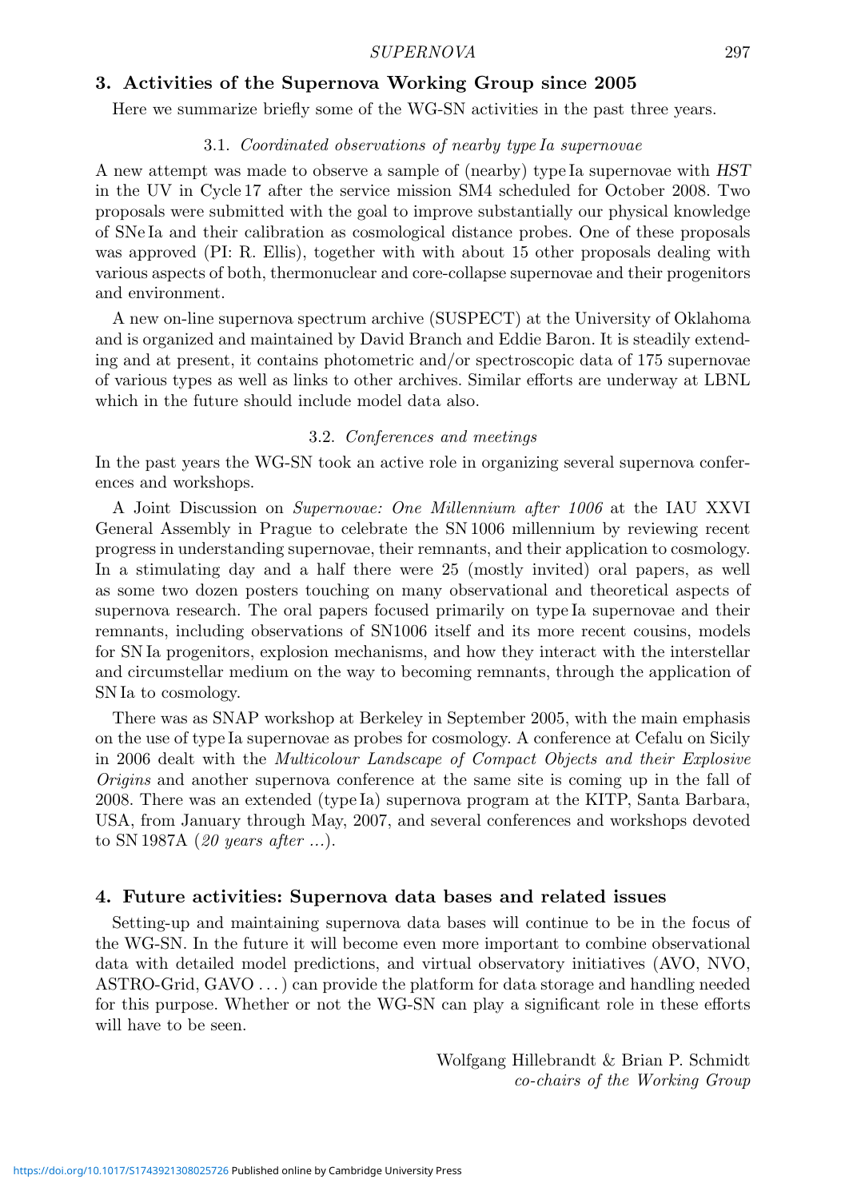## 3. Activities of the Supernova Working Group since 2005

Here we summarize briefly some of the WG-SN activities in the past three years.

### 3.1. *Coordinated observations of nearby type Ia supernovae*

A new attempt was made to observe a sample of (nearby) type Ia supernovae with *HST* in the UV in Cycle 17 after the service mission SM4 scheduled for October 2008. Two proposals were submitted with the goal to improve substantially our physical knowledge of SNe Ia and their calibration as cosmological distance probes. One of these proposals was approved (PI: R. Ellis), together with with about 15 other proposals dealing with various aspects of both, thermonuclear and core-collapse supernovae and their progenitors and environment.

A new on-line supernova spectrum archive (SUSPECT) at the University of Oklahoma and is organized and maintained by David Branch and Eddie Baron. It is steadily extending and at present, it contains photometric and/or spectroscopic data of 175 supernovae of various types as well as links to other archives. Similar efforts are underway at LBNL which in the future should include model data also.

### 3.2. *Conferences and meetings*

In the past years the WG-SN took an active role in organizing several supernova conferences and workshops.

A Joint Discussion on *Supernovae: One Millennium after 1006* at the IAU XXVI General Assembly in Prague to celebrate the SN 1006 millennium by reviewing recent progress in understanding supernovae, their remnants, and their application to cosmology. In a stimulating day and a half there were 25 (mostly invited) oral papers, as well as some two dozen posters touching on many observational and theoretical aspects of supernova research. The oral papers focused primarily on type Ia supernovae and their remnants, including observations of SN1006 itself and its more recent cousins, models for SN Ia progenitors, explosion mechanisms, and how they interact with the interstellar and circumstellar medium on the way to becoming remnants, through the application of SN Ia to cosmology.

There was as SNAP workshop at Berkeley in September 2005, with the main emphasis on the use of type Ia supernovae as probes for cosmology. A conference at Cefalu on Sicily in 2006 dealt with the *Multicolour Landscape of Compact Objects and their Explosive Origins* and another supernova conference at the same site is coming up in the fall of 2008. There was an extended (type Ia) supernova program at the KITP, Santa Barbara, USA, from January through May, 2007, and several conferences and workshops devoted to SN 1987A (*20 years after ...*).

## 4. Future activities: Supernova data bases and related issues

Setting-up and maintaining supernova data bases will continue to be in the focus of the WG-SN. In the future it will become even more important to combine observational data with detailed model predictions, and virtual observatory initiatives (AVO, NVO, ASTRO-Grid, GAVO ...) can provide the platform for data storage and handling needed for this purpose. Whether or not the WG-SN can play a significant role in these efforts will have to be seen.

Wolfgang Hillebrandt & Brian P. Schmidt
*co-chairs of the Working Group*